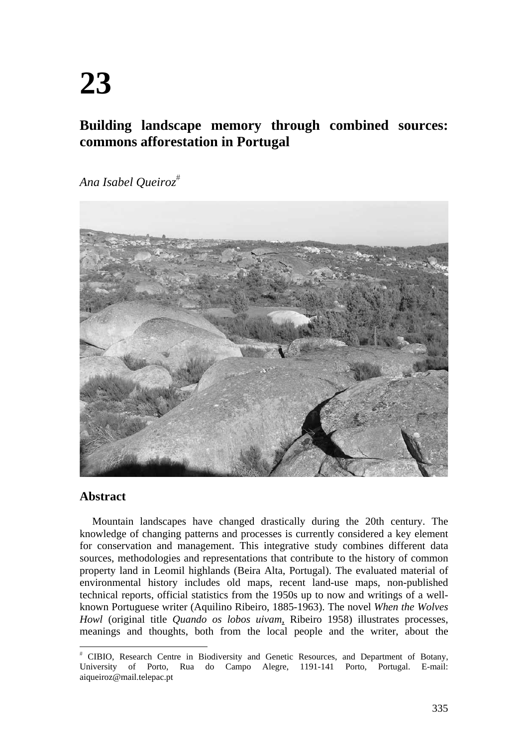# 23

## Building landscape memory through combined sources: commons afforestation in Portugal

*Ana Isabel Queiroz*[#]

### Abstract

Mountain landscapes have changed drastically during the 20th century. The knowledge of changing patterns and processes is currently considered a key element for conservation and management. This integrative study combines different data sources, methodologies and representations that contribute to the history of common property land in Leomil highlands (Beira Alta, Portugal). The evaluated material of environmental history includes old maps, recent land-use maps, non-published technical reports, official statistics from the 1950s up to now and writings of a well-known Portuguese writer (Aquilino Ribeiro, 1885-1963). The novel *When the Wolves Howl* (original title *Quando os lobos uivam*, Ribeiro 1958) illustrates processes, meanings and thoughts, both from the local people and the writer, about the

---

[#] CIBIO, Research Centre in Biodiversity and Genetic Resources, and Department of Botany, University of Porto, Rua do Campo Alegre, 1191-141 Porto, Portugal. E-mail: aiqueiroz@mail.telepac.pt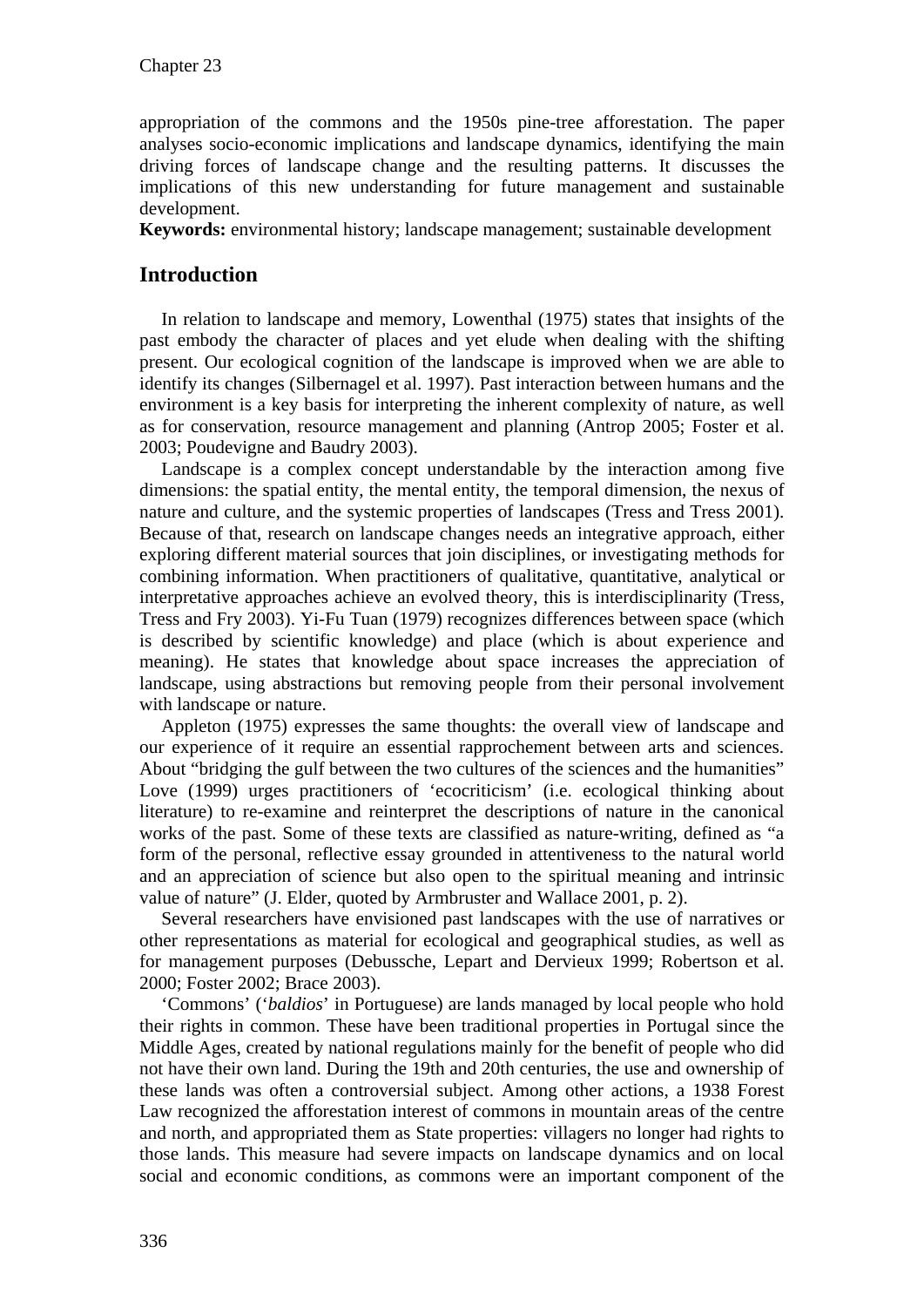appropriation of the commons and the 1950s pine-tree afforestation. The paper analyses socio-economic implications and landscape dynamics, identifying the main driving forces of landscape change and the resulting patterns. It discusses the implications of this new understanding for future management and sustainable development.

**Keywords:** environmental history; landscape management; sustainable development

## Introduction

In relation to landscape and memory, Lowenthal (1975) states that insights of the past embody the character of places and yet elude when dealing with the shifting present. Our ecological cognition of the landscape is improved when we are able to identify its changes (Silbernagel et al. 1997). Past interaction between humans and the environment is a key basis for interpreting the inherent complexity of nature, as well as for conservation, resource management and planning (Antrop 2005; Foster et al. 2003; Poudevigne and Baudry 2003).

Landscape is a complex concept understandable by the interaction among five dimensions: the spatial entity, the mental entity, the temporal dimension, the nexus of nature and culture, and the systemic properties of landscapes (Tress and Tress 2001). Because of that, research on landscape changes needs an integrative approach, either exploring different material sources that join disciplines, or investigating methods for combining information. When practitioners of qualitative, quantitative, analytical or interpretative approaches achieve an evolved theory, this is interdisciplinarity (Tress, Tress and Fry 2003). Yi-Fu Tuan (1979) recognizes differences between space (which is described by scientific knowledge) and place (which is about experience and meaning). He states that knowledge about space increases the appreciation of landscape, using abstractions but removing people from their personal involvement with landscape or nature.

Appleton (1975) expresses the same thoughts: the overall view of landscape and our experience of it require an essential rapprochement between arts and sciences. About "bridging the gulf between the two cultures of the sciences and the humanities" Love (1999) urges practitioners of 'ecocriticism' (i.e. ecological thinking about literature) to re-examine and reinterpret the descriptions of nature in the canonical works of the past. Some of these texts are classified as nature-writing, defined as "a form of the personal, reflective essay grounded in attentiveness to the natural world and an appreciation of science but also open to the spiritual meaning and intrinsic value of nature" (J. Elder, quoted by Armbruster and Wallace 2001, p. 2).

Several researchers have envisioned past landscapes with the use of narratives or other representations as material for ecological and geographical studies, as well as for management purposes (Debussche, Lepart and Dervieux 1999; Robertson et al. 2000; Foster 2002; Brace 2003).

'Commons' ('*baldios*' in Portuguese) are lands managed by local people who hold their rights in common. These have been traditional properties in Portugal since the Middle Ages, created by national regulations mainly for the benefit of people who did not have their own land. During the 19th and 20th centuries, the use and ownership of these lands was often a controversial subject. Among other actions, a 1938 Forest Law recognized the afforestation interest of commons in mountain areas of the centre and north, and appropriated them as State properties: villagers no longer had rights to those lands. This measure had severe impacts on landscape dynamics and on local social and economic conditions, as commons were an important component of the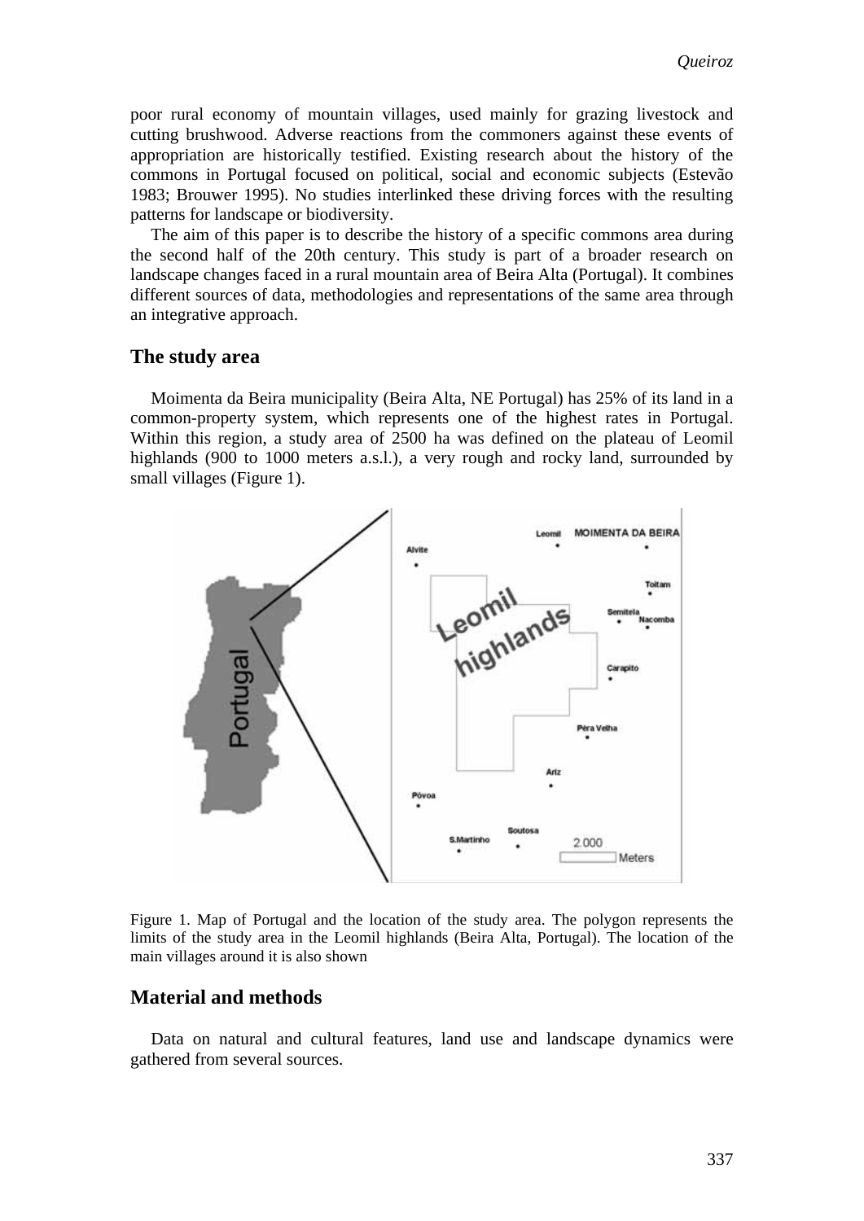poor rural economy of mountain villages, used mainly for grazing livestock and cutting brushwood. Adverse reactions from the commoners against these events of appropriation are historically testified. Existing research about the history of the commons in Portugal focused on political, social and economic subjects (Estevão 1983; Brouwer 1995). No studies interlinked these driving forces with the resulting patterns for landscape or biodiversity.

The aim of this paper is to describe the history of a specific commons area during the second half of the 20th century. This study is part of a broader research on landscape changes faced in a rural mountain area of Beira Alta (Portugal). It combines different sources of data, methodologies and representations of the same area through an integrative approach.

## The study area

Moimenta da Beira municipality (Beira Alta, NE Portugal) has 25% of its land in a common-property system, which represents one of the highest rates in Portugal. Within this region, a study area of 2500 ha was defined on the plateau of Leomil highlands (900 to 1000 meters a.s.l.), a very rough and rocky land, surrounded by small villages (Figure 1).

Figure 1. Map of Portugal and the location of the study area. The polygon represents the limits of the study area in the Leomil highlands (Beira Alta, Portugal). The location of the main villages around it is also shown

## Material and methods

Data on natural and cultural features, land use and landscape dynamics were gathered from several sources.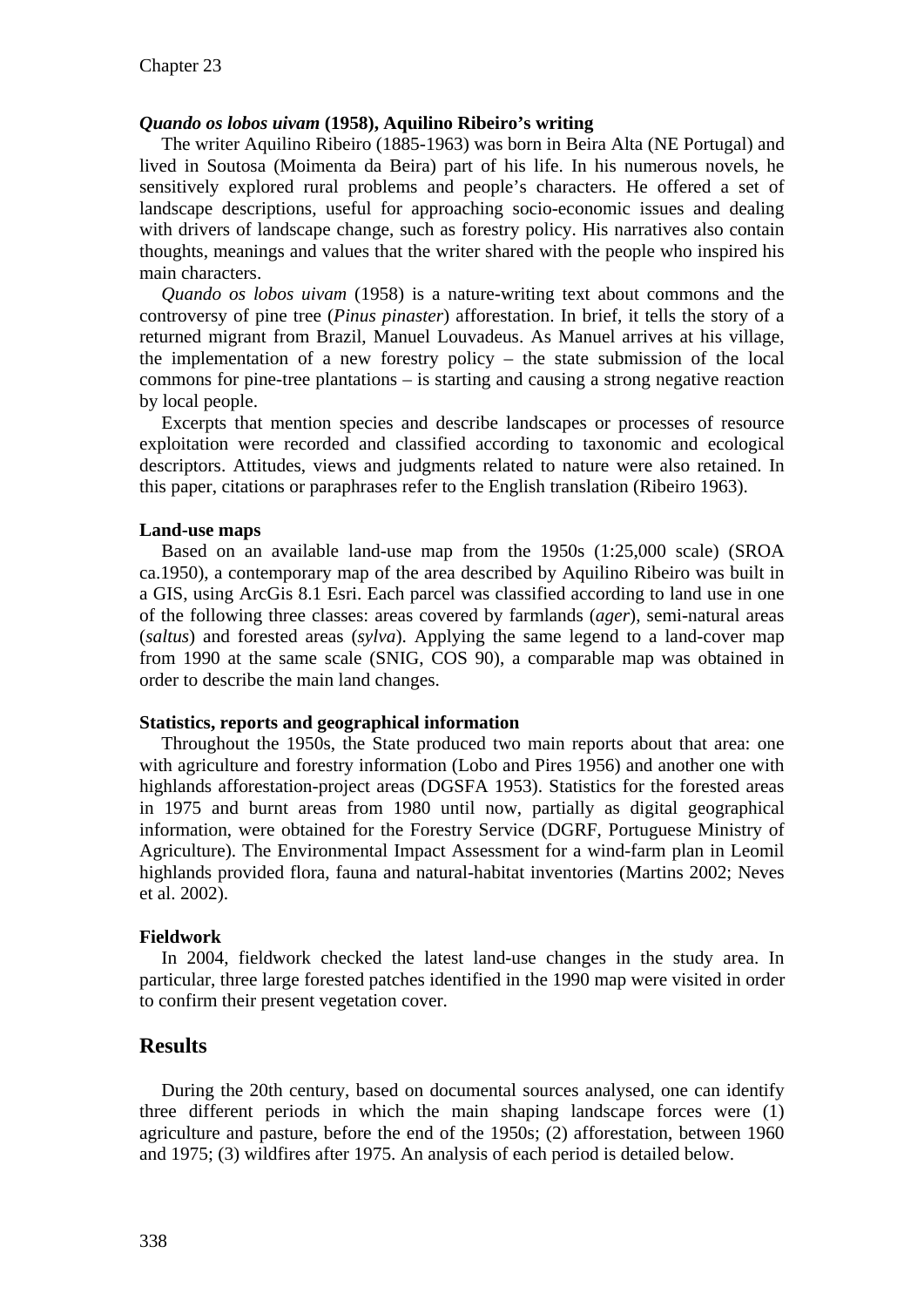### *Quando os lobos uivam* (1958), Aquilino Ribeiro's writing

The writer Aquilino Ribeiro (1885-1963) was born in Beira Alta (NE Portugal) and lived in Soutosa (Moimenta da Beira) part of his life. In his numerous novels, he sensitively explored rural problems and people's characters. He offered a set of landscape descriptions, useful for approaching socio-economic issues and dealing with drivers of landscape change, such as forestry policy. His narratives also contain thoughts, meanings and values that the writer shared with the people who inspired his main characters.

*Quando os lobos uivam* (1958) is a nature-writing text about commons and the controversy of pine tree (*Pinus pinaster*) afforestation. In brief, it tells the story of a returned migrant from Brazil, Manuel Louvadeus. As Manuel arrives at his village, the implementation of a new forestry policy – the state submission of the local commons for pine-tree plantations – is starting and causing a strong negative reaction by local people.

Excerpts that mention species and describe landscapes or processes of resource exploitation were recorded and classified according to taxonomic and ecological descriptors. Attitudes, views and judgments related to nature were also retained. In this paper, citations or paraphrases refer to the English translation (Ribeiro 1963).

### Land-use maps

Based on an available land-use map from the 1950s (1:25,000 scale) (SROA ca.1950), a contemporary map of the area described by Aquilino Ribeiro was built in a GIS, using ArcGis 8.1 Esri. Each parcel was classified according to land use in one of the following three classes: areas covered by farmlands (*ager*), semi-natural areas (*saltus*) and forested areas (*sylva*). Applying the same legend to a land-cover map from 1990 at the same scale (SNIG, COS 90), a comparable map was obtained in order to describe the main land changes.

### Statistics, reports and geographical information

Throughout the 1950s, the State produced two main reports about that area: one with agriculture and forestry information (Lobo and Pires 1956) and another one with highlands afforestation-project areas (DGSFA 1953). Statistics for the forested areas in 1975 and burnt areas from 1980 until now, partially as digital geographical information, were obtained for the Forestry Service (DGRF, Portuguese Ministry of Agriculture). The Environmental Impact Assessment for a wind-farm plan in Leomil highlands provided flora, fauna and natural-habitat inventories (Martins 2002; Neves et al. 2002).

### Fieldwork

In 2004, fieldwork checked the latest land-use changes in the study area. In particular, three large forested patches identified in the 1990 map were visited in order to confirm their present vegetation cover.

## Results

During the 20th century, based on documental sources analysed, one can identify three different periods in which the main shaping landscape forces were (1) agriculture and pasture, before the end of the 1950s; (2) afforestation, between 1960 and 1975; (3) wildfires after 1975. An analysis of each period is detailed below.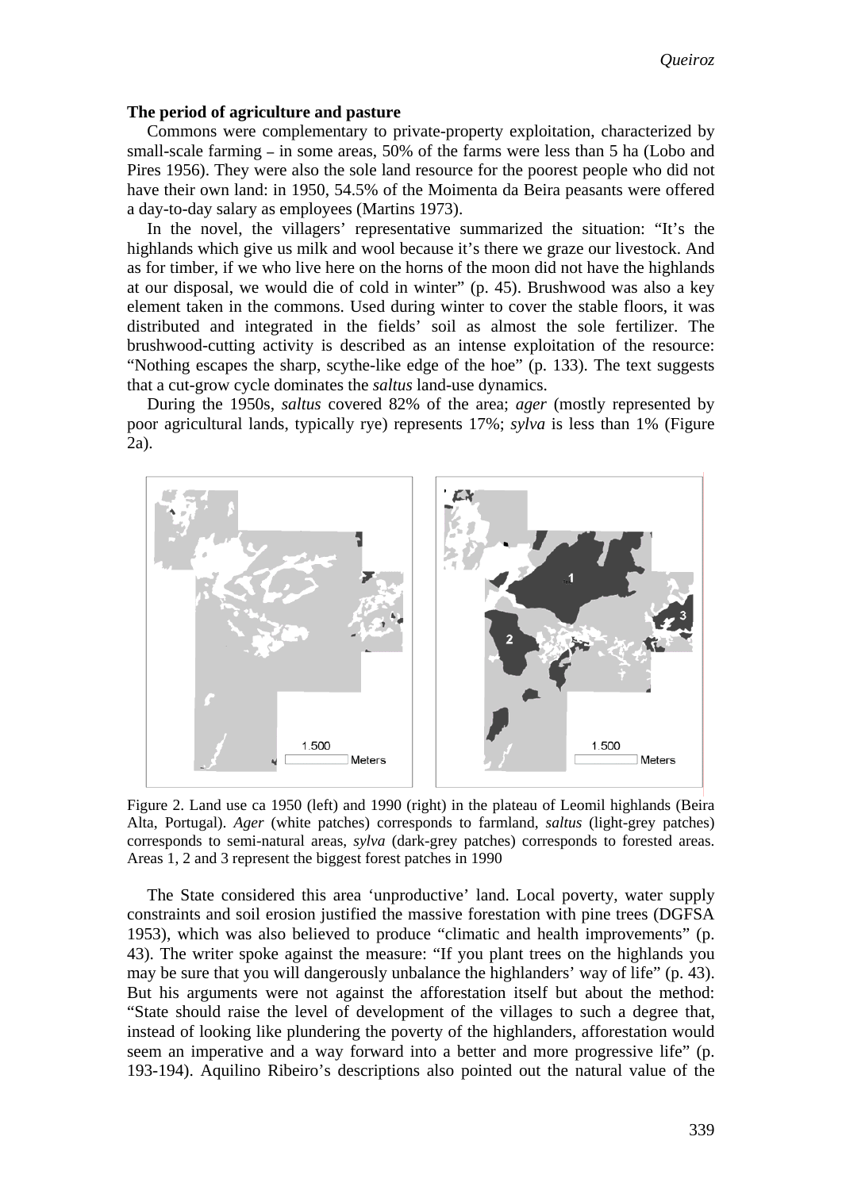**The period of agriculture and pasture**

Commons were complementary to private-property exploitation, characterized by small-scale farming – in some areas, 50% of the farms were less than 5 ha (Lobo and Pires 1956). They were also the sole land resource for the poorest people who did not have their own land: in 1950, 54.5% of the Moimenta da Beira peasants were offered a day-to-day salary as employees (Martins 1973).

In the novel, the villagers' representative summarized the situation: "It's the highlands which give us milk and wool because it's there we graze our livestock. And as for timber, if we who live here on the horns of the moon did not have the highlands at our disposal, we would die of cold in winter" (p. 45). Brushwood was also a key element taken in the commons. Used during winter to cover the stable floors, it was distributed and integrated in the fields' soil as almost the sole fertilizer. The brushwood-cutting activity is described as an intense exploitation of the resource: "Nothing escapes the sharp, scythe-like edge of the hoe" (p. 133). The text suggests that a cut-grow cycle dominates the *saltus* land-use dynamics.

During the 1950s, *saltus* covered 82% of the area; *ager* (mostly represented by poor agricultural lands, typically rye) represents 17%; *sylva* is less than 1% (Figure 2a).

Figure 2. Land use ca 1950 (left) and 1990 (right) in the plateau of Leomil highlands (Beira Alta, Portugal). *Ager* (white patches) corresponds to farmland, *saltus* (light-grey patches) corresponds to semi-natural areas, *sylva* (dark-grey patches) corresponds to forested areas. Areas 1, 2 and 3 represent the biggest forest patches in 1990

The State considered this area 'unproductive' land. Local poverty, water supply constraints and soil erosion justified the massive forestation with pine trees (DGFSA 1953), which was also believed to produce "climatic and health improvements" (p. 43). The writer spoke against the measure: "If you plant trees on the highlands you may be sure that you will dangerously unbalance the highlanders' way of life" (p. 43). But his arguments were not against the afforestation itself but about the method: "State should raise the level of development of the villages to such a degree that, instead of looking like plundering the poverty of the highlanders, afforestation would seem an imperative and a way forward into a better and more progressive life" (p. 193-194). Aquilino Ribeiro's descriptions also pointed out the natural value of the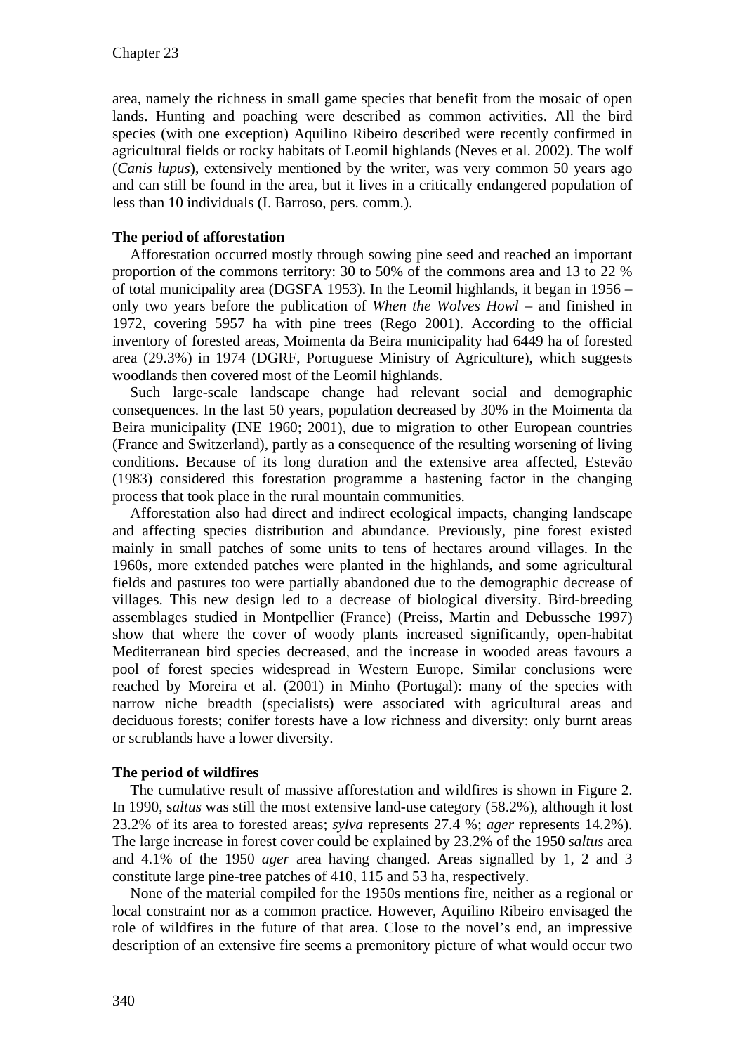area, namely the richness in small game species that benefit from the mosaic of open lands. Hunting and poaching were described as common activities. All the bird species (with one exception) Aquilino Ribeiro described were recently confirmed in agricultural fields or rocky habitats of Leomil highlands (Neves et al. 2002). The wolf (*Canis lupus*), extensively mentioned by the writer, was very common 50 years ago and can still be found in the area, but it lives in a critically endangered population of less than 10 individuals (I. Barroso, pers. comm.).

**The period of afforestation**

Afforestation occurred mostly through sowing pine seed and reached an important proportion of the commons territory: 30 to 50% of the commons area and 13 to 22 % of total municipality area (DGSFA 1953). In the Leomil highlands, it began in 1956 – only two years before the publication of *When the Wolves Howl* – and finished in 1972, covering 5957 ha with pine trees (Rego 2001). According to the official inventory of forested areas, Moimenta da Beira municipality had 6449 ha of forested area (29.3%) in 1974 (DGRF, Portuguese Ministry of Agriculture), which suggests woodlands then covered most of the Leomil highlands.

Such large-scale landscape change had relevant social and demographic consequences. In the last 50 years, population decreased by 30% in the Moimenta da Beira municipality (INE 1960; 2001), due to migration to other European countries (France and Switzerland), partly as a consequence of the resulting worsening of living conditions. Because of its long duration and the extensive area affected, Estevão (1983) considered this forestation programme a hastening factor in the changing process that took place in the rural mountain communities.

Afforestation also had direct and indirect ecological impacts, changing landscape and affecting species distribution and abundance. Previously, pine forest existed mainly in small patches of some units to tens of hectares around villages. In the 1960s, more extended patches were planted in the highlands, and some agricultural fields and pastures too were partially abandoned due to the demographic decrease of villages. This new design led to a decrease of biological diversity. Bird-breeding assemblages studied in Montpellier (France) (Preiss, Martin and Debussche 1997) show that where the cover of woody plants increased significantly, open-habitat Mediterranean bird species decreased, and the increase in wooded areas favours a pool of forest species widespread in Western Europe. Similar conclusions were reached by Moreira et al. (2001) in Minho (Portugal): many of the species with narrow niche breadth (specialists) were associated with agricultural areas and deciduous forests; conifer forests have a low richness and diversity: only burnt areas or scrublands have a lower diversity.

**The period of wildfires**

The cumulative result of massive afforestation and wildfires is shown in Figure 2. In 1990, s*altus* was still the most extensive land-use category (58.2%), although it lost 23.2% of its area to forested areas; *sylva* represents 27.4 %; *ager* represents 14.2%). The large increase in forest cover could be explained by 23.2% of the 1950 *saltus* area and 4.1% of the 1950 *ager* area having changed. Areas signalled by 1, 2 and 3 constitute large pine-tree patches of 410, 115 and 53 ha, respectively.

None of the material compiled for the 1950s mentions fire, neither as a regional or local constraint nor as a common practice. However, Aquilino Ribeiro envisaged the role of wildfires in the future of that area. Close to the novel's end, an impressive description of an extensive fire seems a premonitory picture of what would occur two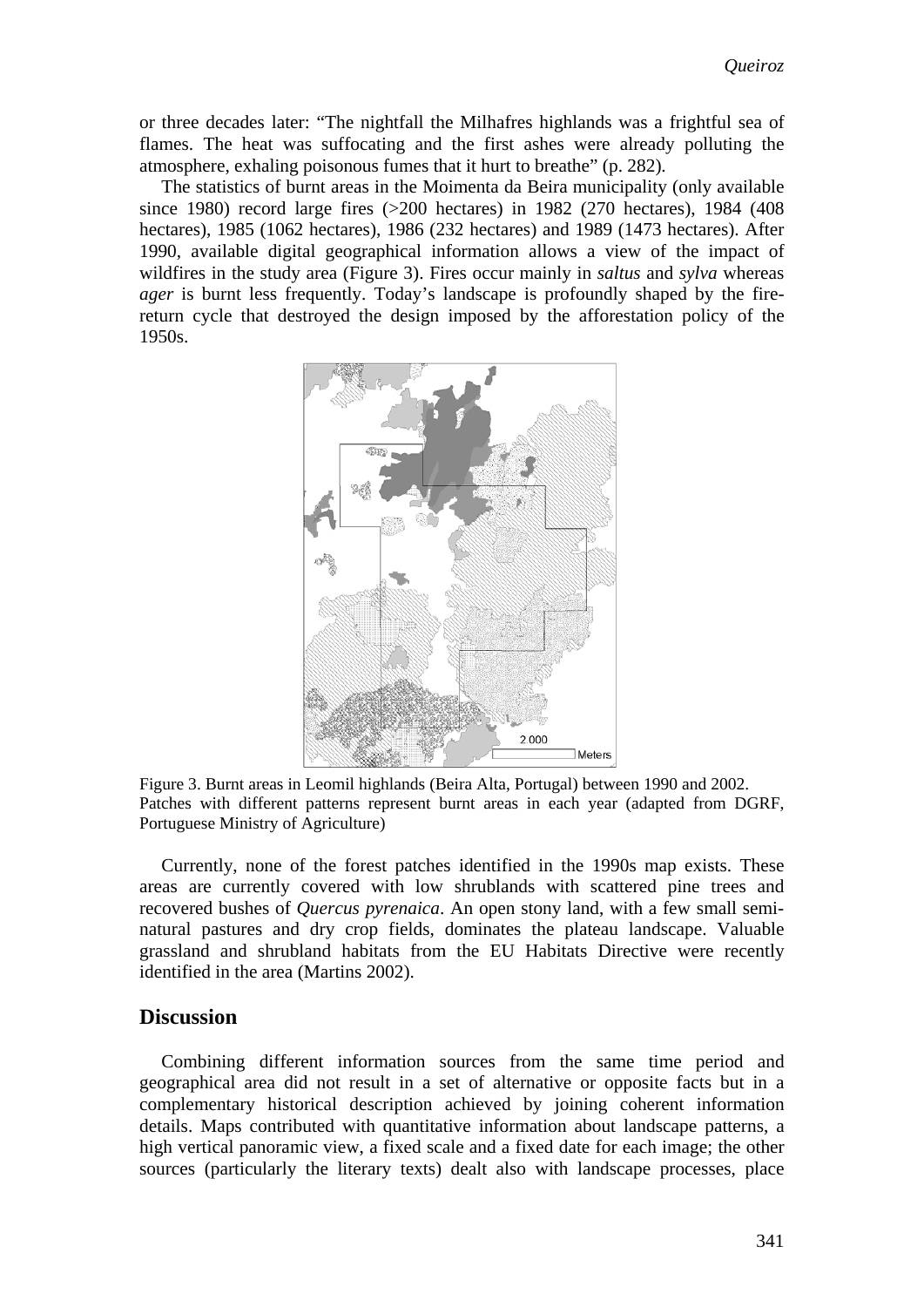or three decades later: "The nightfall the Milhafres highlands was a frightful sea of flames. The heat was suffocating and the first ashes were already polluting the atmosphere, exhaling poisonous fumes that it hurt to breathe" (p. 282).

The statistics of burnt areas in the Moimenta da Beira municipality (only available since 1980) record large fires (>200 hectares) in 1982 (270 hectares), 1984 (408 hectares), 1985 (1062 hectares), 1986 (232 hectares) and 1989 (1473 hectares). After 1990, available digital geographical information allows a view of the impact of wildfires in the study area (Figure 3). Fires occur mainly in *saltus* and *sylva* whereas *ager* is burnt less frequently. Today's landscape is profoundly shaped by the fire-return cycle that destroyed the design imposed by the afforestation policy of the 1950s.

Figure 3. Burnt areas in Leomil highlands (Beira Alta, Portugal) between 1990 and 2002. Patches with different patterns represent burnt areas in each year (adapted from DGRF, Portuguese Ministry of Agriculture)

Currently, none of the forest patches identified in the 1990s map exists. These areas are currently covered with low shrublands with scattered pine trees and recovered bushes of *Quercus pyrenaica*. An open stony land, with a few small semi-natural pastures and dry crop fields, dominates the plateau landscape. Valuable grassland and shrubland habitats from the EU Habitats Directive were recently identified in the area (Martins 2002).

## Discussion

Combining different information sources from the same time period and geographical area did not result in a set of alternative or opposite facts but in a complementary historical description achieved by joining coherent information details. Maps contributed with quantitative information about landscape patterns, a high vertical panoramic view, a fixed scale and a fixed date for each image; the other sources (particularly the literary texts) dealt also with landscape processes, place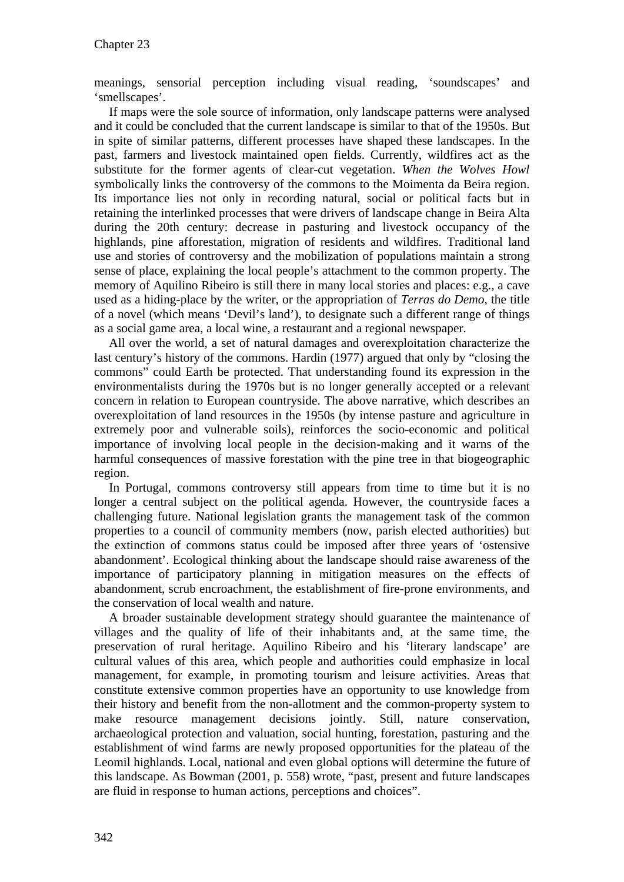meanings, sensorial perception including visual reading, 'soundscapes' and 'smellscapes'.

If maps were the sole source of information, only landscape patterns were analysed and it could be concluded that the current landscape is similar to that of the 1950s. But in spite of similar patterns, different processes have shaped these landscapes. In the past, farmers and livestock maintained open fields. Currently, wildfires act as the substitute for the former agents of clear-cut vegetation. *When the Wolves Howl* symbolically links the controversy of the commons to the Moimenta da Beira region. Its importance lies not only in recording natural, social or political facts but in retaining the interlinked processes that were drivers of landscape change in Beira Alta during the 20th century: decrease in pasturing and livestock occupancy of the highlands, pine afforestation, migration of residents and wildfires. Traditional land use and stories of controversy and the mobilization of populations maintain a strong sense of place, explaining the local people's attachment to the common property. The memory of Aquilino Ribeiro is still there in many local stories and places: e.g., a cave used as a hiding-place by the writer, or the appropriation of *Terras do Demo*, the title of a novel (which means 'Devil's land'), to designate such a different range of things as a social game area, a local wine, a restaurant and a regional newspaper.

All over the world, a set of natural damages and overexploitation characterize the last century's history of the commons. Hardin (1977) argued that only by "closing the commons" could Earth be protected. That understanding found its expression in the environmentalists during the 1970s but is no longer generally accepted or a relevant concern in relation to European countryside. The above narrative, which describes an overexploitation of land resources in the 1950s (by intense pasture and agriculture in extremely poor and vulnerable soils), reinforces the socio-economic and political importance of involving local people in the decision-making and it warns of the harmful consequences of massive forestation with the pine tree in that biogeographic region.

In Portugal, commons controversy still appears from time to time but it is no longer a central subject on the political agenda. However, the countryside faces a challenging future. National legislation grants the management task of the common properties to a council of community members (now, parish elected authorities) but the extinction of commons status could be imposed after three years of 'ostensive abandonment'. Ecological thinking about the landscape should raise awareness of the importance of participatory planning in mitigation measures on the effects of abandonment, scrub encroachment, the establishment of fire-prone environments, and the conservation of local wealth and nature.

A broader sustainable development strategy should guarantee the maintenance of villages and the quality of life of their inhabitants and, at the same time, the preservation of rural heritage. Aquilino Ribeiro and his 'literary landscape' are cultural values of this area, which people and authorities could emphasize in local management, for example, in promoting tourism and leisure activities. Areas that constitute extensive common properties have an opportunity to use knowledge from their history and benefit from the non-allotment and the common-property system to make resource management decisions jointly. Still, nature conservation, archaeological protection and valuation, social hunting, forestation, pasturing and the establishment of wind farms are newly proposed opportunities for the plateau of the Leomil highlands. Local, national and even global options will determine the future of this landscape. As Bowman (2001, p. 558) wrote, "past, present and future landscapes are fluid in response to human actions, perceptions and choices".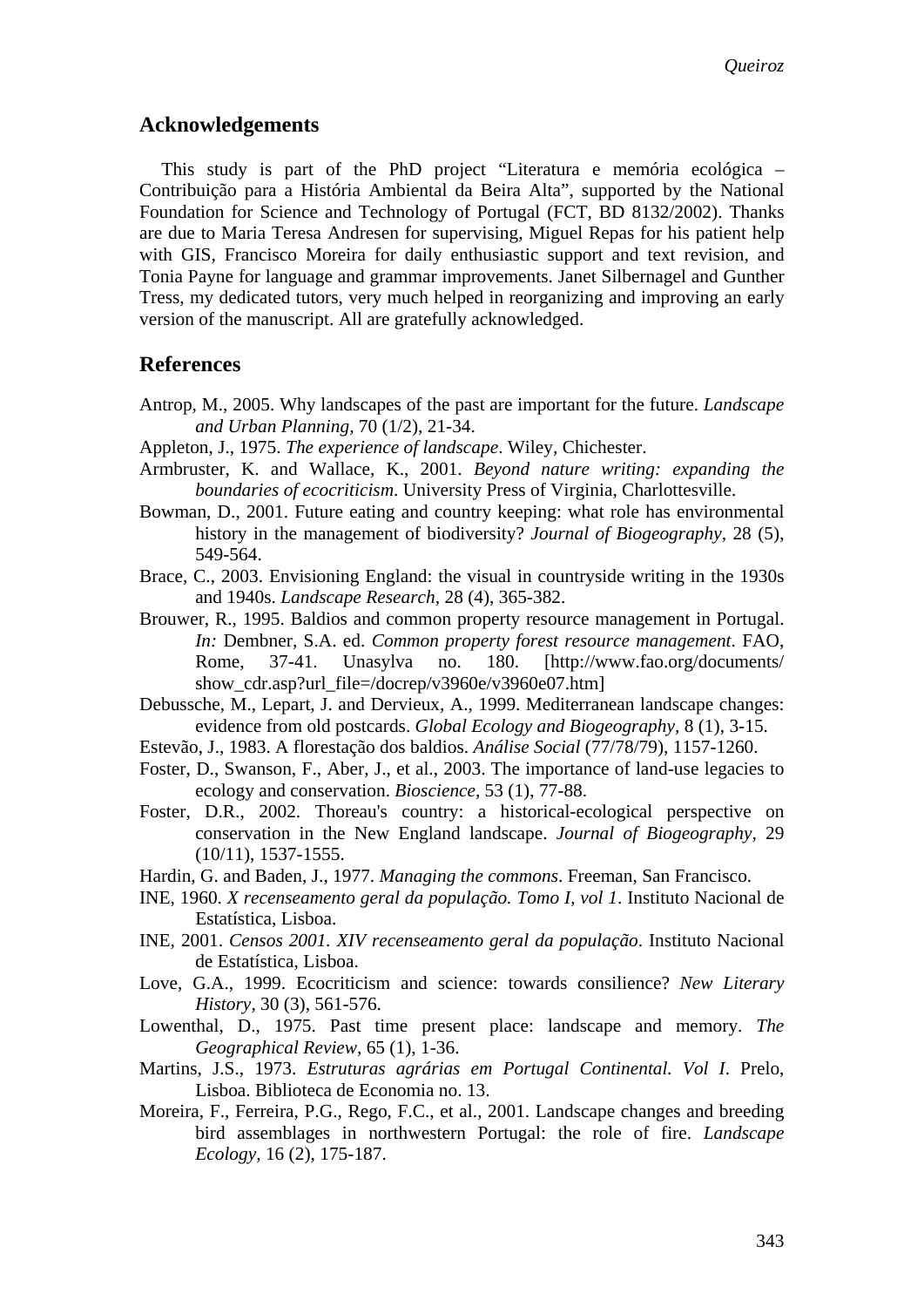## Acknowledgements

This study is part of the PhD project "Literatura e memória ecológica – Contribuição para a História Ambiental da Beira Alta", supported by the National Foundation for Science and Technology of Portugal (FCT, BD 8132/2002). Thanks are due to Maria Teresa Andresen for supervising, Miguel Repas for his patient help with GIS, Francisco Moreira for daily enthusiastic support and text revision, and Tonia Payne for language and grammar improvements. Janet Silbernagel and Gunther Tress, my dedicated tutors, very much helped in reorganizing and improving an early version of the manuscript. All are gratefully acknowledged.

## References

Antrop, M., 2005. Why landscapes of the past are important for the future. *Landscape and Urban Planning,* 70 (1/2), 21-34.

Appleton, J., 1975. *The experience of landscape*. Wiley, Chichester.

Armbruster, K. and Wallace, K., 2001. *Beyond nature writing: expanding the boundaries of ecocriticism*. University Press of Virginia, Charlottesville.

Bowman, D., 2001. Future eating and country keeping: what role has environmental history in the management of biodiversity? *Journal of Biogeography,* 28 (5), 549-564.

Brace, C., 2003. Envisioning England: the visual in countryside writing in the 1930s and 1940s. *Landscape Research,* 28 (4), 365-382.

Brouwer, R., 1995. Baldios and common property resource management in Portugal. *In:* Dembner, S.A. ed. *Common property forest resource management*. FAO, Rome, 37-41. Unasylva no. 180. [http://www.fao.org/documents/show_cdr.asp?url_file=/docrep/v3960e/v3960e07.htm]

Debussche, M., Lepart, J. and Dervieux, A., 1999. Mediterranean landscape changes: evidence from old postcards. *Global Ecology and Biogeography,* 8 (1), 3-15.

Estevão, J., 1983. A florestação dos baldios. *Análise Social* (77/78/79), 1157-1260.

Foster, D., Swanson, F., Aber, J., et al., 2003. The importance of land-use legacies to ecology and conservation. *Bioscience,* 53 (1), 77-88.

Foster, D.R., 2002. Thoreau's country: a historical-ecological perspective on conservation in the New England landscape. *Journal of Biogeography,* 29 (10/11), 1537-1555.

Hardin, G. and Baden, J., 1977. *Managing the commons*. Freeman, San Francisco.

INE, 1960. *X recenseamento geral da população. Tomo I, vol 1*. Instituto Nacional de Estatística, Lisboa.

INE, 2001. *Censos 2001. XIV recenseamento geral da população*. Instituto Nacional de Estatística, Lisboa.

Love, G.A., 1999. Ecocriticism and science: towards consilience? *New Literary History,* 30 (3), 561-576.

Lowenthal, D., 1975. Past time present place: landscape and memory. *The Geographical Review,* 65 (1), 1-36.

Martins, J.S., 1973. *Estruturas agrárias em Portugal Continental. Vol I*. Prelo, Lisboa. Biblioteca de Economia no. 13.

Moreira, F., Ferreira, P.G., Rego, F.C., et al., 2001. Landscape changes and breeding bird assemblages in northwestern Portugal: the role of fire. *Landscape Ecology,* 16 (2), 175-187.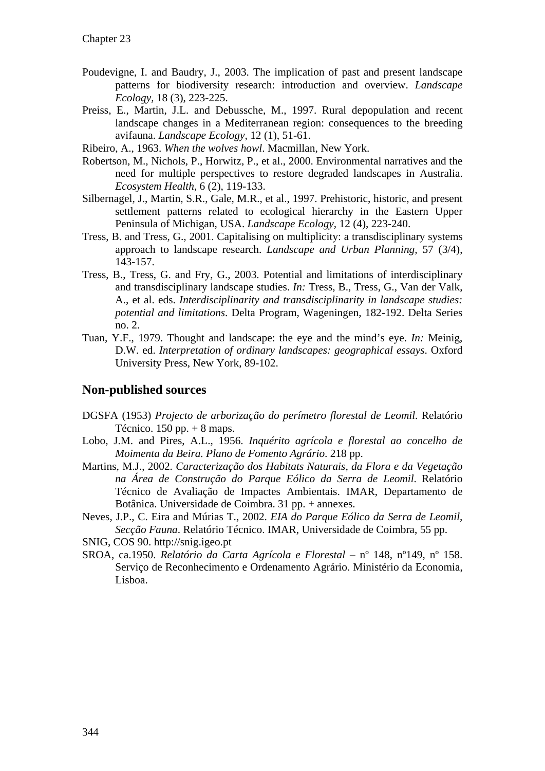Poudevigne, I. and Baudry, J., 2003. The implication of past and present landscape patterns for biodiversity research: introduction and overview. *Landscape Ecology*, 18 (3), 223-225.

Preiss, E., Martin, J.L. and Debussche, M., 1997. Rural depopulation and recent landscape changes in a Mediterranean region: consequences to the breeding avifauna. *Landscape Ecology*, 12 (1), 51-61.

Ribeiro, A., 1963. *When the wolves howl*. Macmillan, New York.

Robertson, M., Nichols, P., Horwitz, P., et al., 2000. Environmental narratives and the need for multiple perspectives to restore degraded landscapes in Australia. *Ecosystem Health*, 6 (2), 119-133.

Silbernagel, J., Martin, S.R., Gale, M.R., et al., 1997. Prehistoric, historic, and present settlement patterns related to ecological hierarchy in the Eastern Upper Peninsula of Michigan, USA. *Landscape Ecology*, 12 (4), 223-240.

Tress, B. and Tress, G., 2001. Capitalising on multiplicity: a transdisciplinary systems approach to landscape research. *Landscape and Urban Planning*, 57 (3/4), 143-157.

Tress, B., Tress, G. and Fry, G., 2003. Potential and limitations of interdisciplinary and transdisciplinary landscape studies. *In:* Tress, B., Tress, G., Van der Valk, A., et al. eds. *Interdisciplinarity and transdisciplinarity in landscape studies: potential and limitations*. Delta Program, Wageningen, 182-192. Delta Series no. 2.

Tuan, Y.F., 1979. Thought and landscape: the eye and the mind's eye. *In:* Meinig, D.W. ed. *Interpretation of ordinary landscapes: geographical essays*. Oxford University Press, New York, 89-102.

## Non-published sources

DGSFA (1953) *Projecto de arborização do perímetro florestal de Leomil*. Relatório Técnico. 150 pp. + 8 maps.

Lobo, J.M. and Pires, A.L., 1956. *Inquérito agrícola e florestal ao concelho de Moimenta da Beira. Plano de Fomento Agrário*. 218 pp.

Martins, M.J., 2002. *Caracterização dos Habitats Naturais, da Flora e da Vegetação na Área de Construção do Parque Eólico da Serra de Leomil*. Relatório Técnico de Avaliação de Impactes Ambientais. IMAR, Departamento de Botânica. Universidade de Coimbra. 31 pp. + annexes.

Neves, J.P., C. Eira and Múrias T., 2002. *EIA do Parque Eólico da Serra de Leomil, Secção Fauna*. Relatório Técnico. IMAR, Universidade de Coimbra, 55 pp.

SNIG, COS 90. http://snig.igeo.pt

SROA, ca.1950. *Relatório da Carta Agrícola e Florestal* – nº 148, nº149, nº 158. Serviço de Reconhecimento e Ordenamento Agrário. Ministério da Economia, Lisboa.